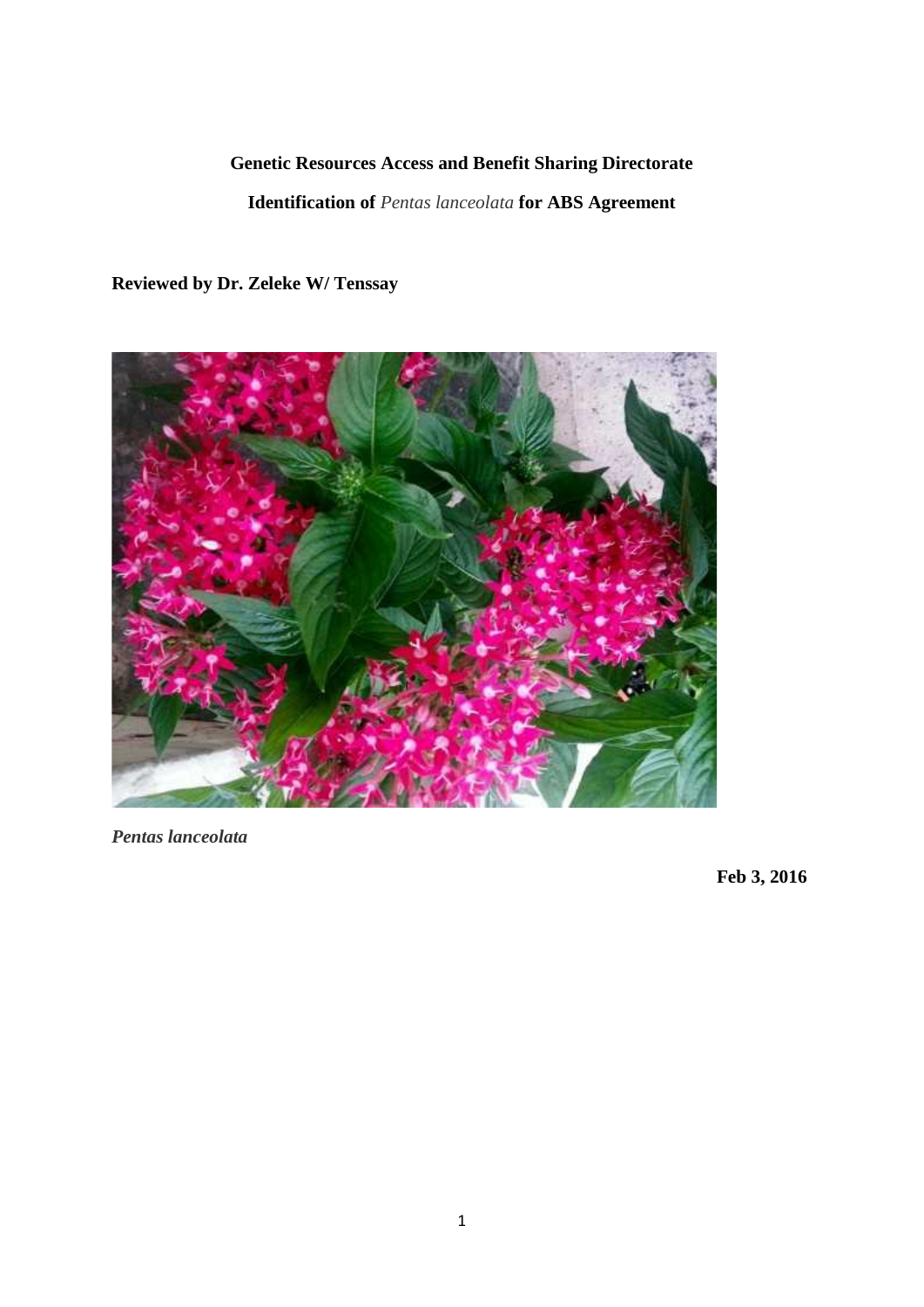**Genetic Resources Access and Benefit Sharing Directorate**

**Identification of *Pentas lanceolata* for ABS Agreement**

**Reviewed by Dr. Zeleke W/ Tenssay**

***Pentas lanceolata***

**Feb 3, 2016**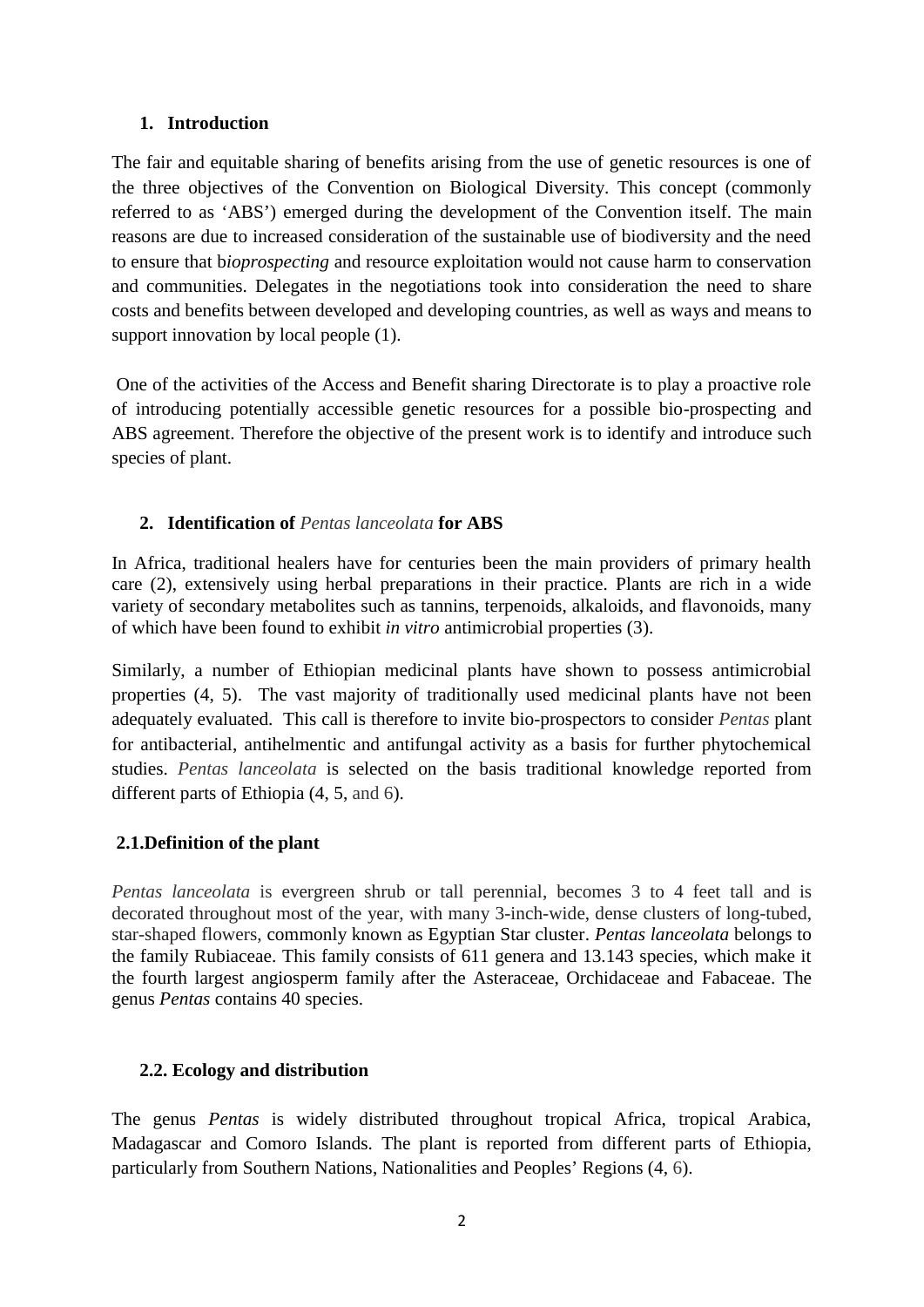## 1. Introduction

The fair and equitable sharing of benefits arising from the use of genetic resources is one of the three objectives of the Convention on Biological Diversity. This concept (commonly referred to as 'ABS') emerged during the development of the Convention itself. The main reasons are due to increased consideration of the sustainable use of biodiversity and the need to ensure that b*ioprospecting* and resource exploitation would not cause harm to conservation and communities. Delegates in the negotiations took into consideration the need to share costs and benefits between developed and developing countries, as well as ways and means to support innovation by local people (1).

One of the activities of the Access and Benefit sharing Directorate is to play a proactive role of introducing potentially accessible genetic resources for a possible bio-prospecting and ABS agreement. Therefore the objective of the present work is to identify and introduce such species of plant.

## 2. Identification of *Pentas lanceolata* for ABS

In Africa, traditional healers have for centuries been the main providers of primary health care (2), extensively using herbal preparations in their practice. Plants are rich in a wide variety of secondary metabolites such as tannins, terpenoids, alkaloids, and flavonoids, many of which have been found to exhibit *in vitro* antimicrobial properties (3).

Similarly, a number of Ethiopian medicinal plants have shown to possess antimicrobial properties (4, 5). The vast majority of traditionally used medicinal plants have not been adequately evaluated. This call is therefore to invite bio-prospectors to consider *Pentas* plant for antibacterial, antihelmentic and antifungal activity as a basis for further phytochemical studies. *Pentas lanceolata* is selected on the basis traditional knowledge reported from different parts of Ethiopia (4, 5, and 6).

### 2.1. Definition of the plant

*Pentas lanceolata* is evergreen shrub or tall perennial, becomes 3 to 4 feet tall and is decorated throughout most of the year, with many 3-inch-wide, dense clusters of long-tubed, star-shaped flowers, commonly known as Egyptian Star cluster. *Pentas lanceolata* belongs to the family Rubiaceae. This family consists of 611 genera and 13.143 species, which make it the fourth largest angiosperm family after the Asteraceae, Orchidaceae and Fabaceae. The genus *Pentas* contains 40 species.

### 2.2. Ecology and distribution

The genus *Pentas* is widely distributed throughout tropical Africa, tropical Arabica, Madagascar and Comoro Islands. The plant is reported from different parts of Ethiopia, particularly from Southern Nations, Nationalities and Peoples' Regions (4, 6).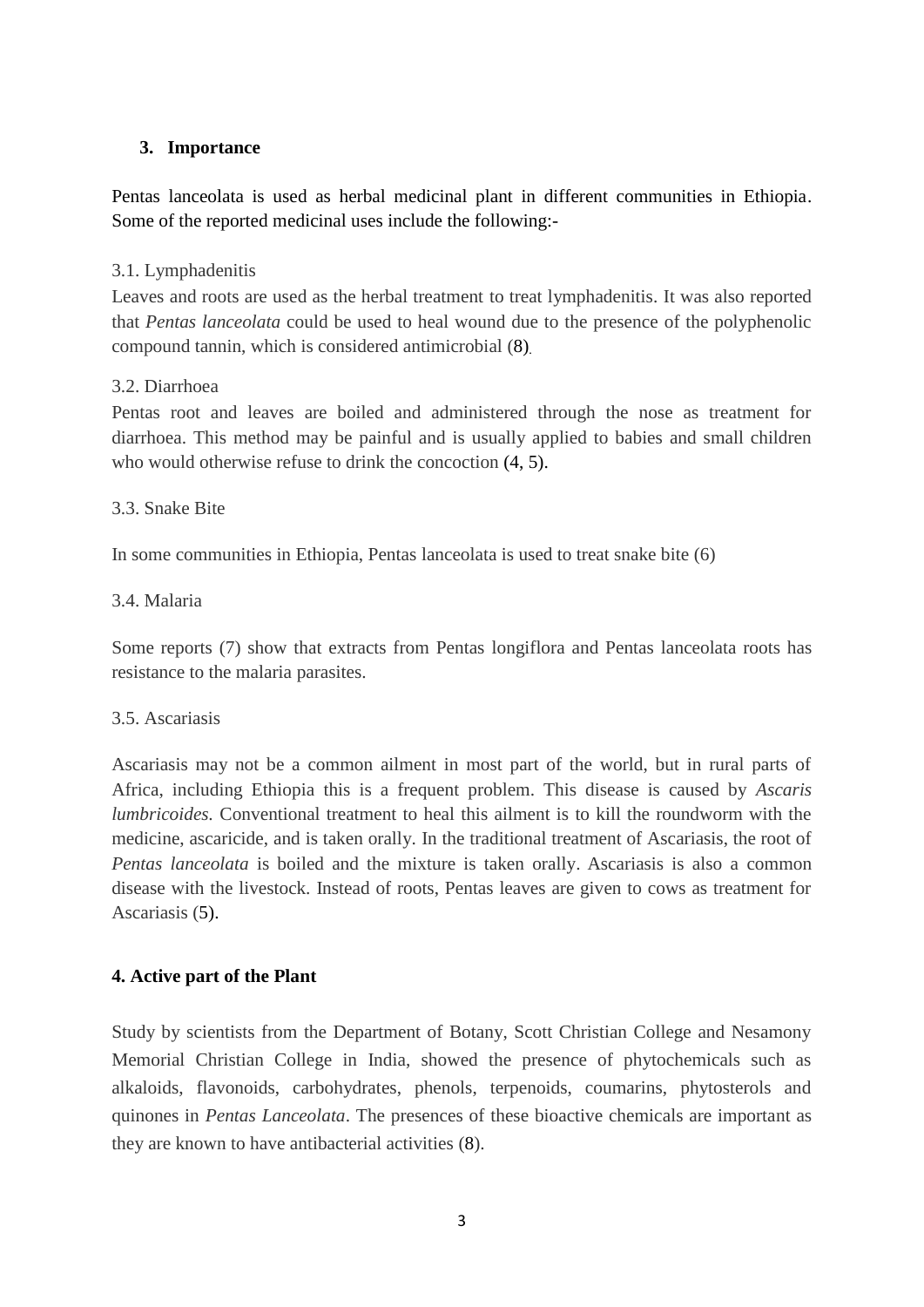## 3. Importance

Pentas lanceolata is used as herbal medicinal plant in different communities in Ethiopia. Some of the reported medicinal uses include the following:-

### 3.1. Lymphadenitis

Leaves and roots are used as the herbal treatment to treat lymphadenitis. It was also reported that *Pentas lanceolata* could be used to heal wound due to the presence of the polyphenolic compound tannin, which is considered antimicrobial (8).

### 3.2. Diarrhoea

Pentas root and leaves are boiled and administered through the nose as treatment for diarrhoea. This method may be painful and is usually applied to babies and small children who would otherwise refuse to drink the concoction (4, 5).

### 3.3. Snake Bite

In some communities in Ethiopia, Pentas lanceolata is used to treat snake bite (6)

### 3.4. Malaria

Some reports (7) show that extracts from Pentas longiflora and Pentas lanceolata roots has resistance to the malaria parasites.

### 3.5. Ascariasis

Ascariasis may not be a common ailment in most part of the world, but in rural parts of Africa, including Ethiopia this is a frequent problem. This disease is caused by *Ascaris lumbricoides.* Conventional treatment to heal this ailment is to kill the roundworm with the medicine, ascaricide, and is taken orally. In the traditional treatment of Ascariasis, the root of *Pentas lanceolata* is boiled and the mixture is taken orally. Ascariasis is also a common disease with the livestock. Instead of roots, Pentas leaves are given to cows as treatment for Ascariasis (5).

## 4. Active part of the Plant

Study by scientists from the Department of Botany, Scott Christian College and Nesamony Memorial Christian College in India, showed the presence of phytochemicals such as alkaloids, flavonoids, carbohydrates, phenols, terpenoids, coumarins, phytosterols and quinones in *Pentas Lanceolata*. The presences of these bioactive chemicals are important as they are known to have antibacterial activities (8).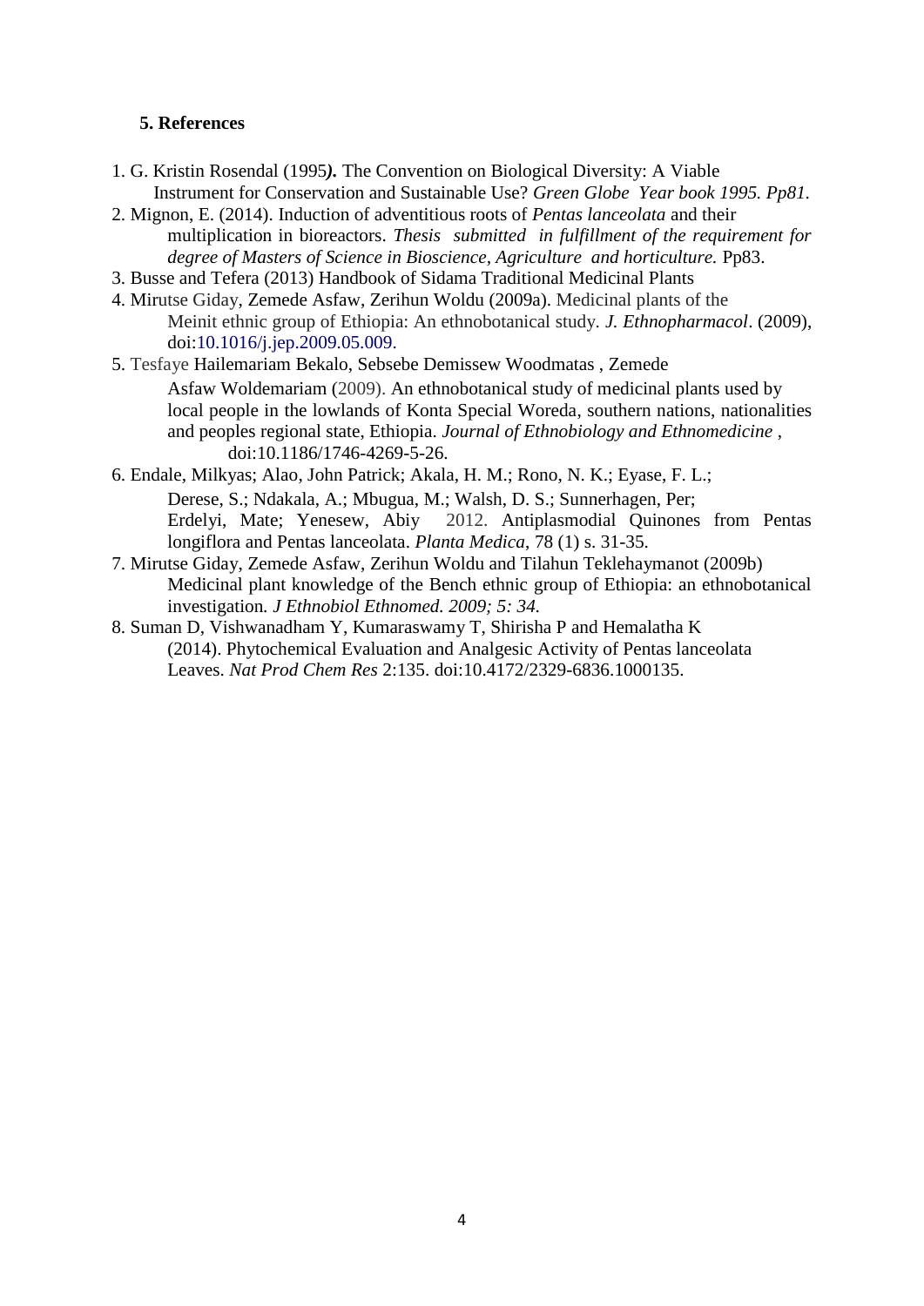### 5. References

1. G. Kristin Rosendal (1995***).*** The Convention on Biological Diversity: A Viable Instrument for Conservation and Sustainable Use? *Green Globe Year book 1995. Pp81.*
2. Mignon, E. (2014). Induction of adventitious roots of *Pentas lanceolata* and their multiplication in bioreactors. *Thesis submitted in fulfillment of the requirement for degree of Masters of Science in Bioscience, Agriculture and horticulture.* Pp83.
3. Busse and Tefera (2013) Handbook of Sidama Traditional Medicinal Plants
4. Mirutse Giday, Zemede Asfaw, Zerihun Woldu (2009a). Medicinal plants of the Meinit ethnic group of Ethiopia: An ethnobotanical study. *J. Ethnopharmacol*. (2009), doi:10.1016/j.jep.2009.05.009.
5. Tesfaye Hailemariam Bekalo, Sebsebe Demissew Woodmatas , Zemede Asfaw Woldemariam (2009). An ethnobotanical study of medicinal plants used by local people in the lowlands of Konta Special Woreda, southern nations, nationalities and peoples regional state, Ethiopia. *Journal of Ethnobiology and Ethnomedicine* , doi:10.1186/1746-4269-5-26.
6. Endale, Milkyas; Alao, John Patrick; Akala, H. M.; Rono, N. K.; Eyase, F. L.; Derese, S.; Ndakala, A.; Mbugua, M.; Walsh, D. S.; Sunnerhagen, Per; Erdelyi, Mate; Yenesew, Abiy 2012. Antiplasmodial Quinones from Pentas longiflora and Pentas lanceolata. *Planta Medica*, 78 (1) s. 31-35.
7. Mirutse Giday, Zemede Asfaw, Zerihun Woldu and Tilahun Teklehaymanot (2009b) Medicinal plant knowledge of the Bench ethnic group of Ethiopia: an ethnobotanical investigation*. J Ethnobiol Ethnomed. 2009; 5: 34.*
8. Suman D, Vishwanadham Y, Kumaraswamy T, Shirisha P and Hemalatha K (2014). Phytochemical Evaluation and Analgesic Activity of Pentas lanceolata Leaves. *Nat Prod Chem Res* 2:135. doi:10.4172/2329-6836.1000135.